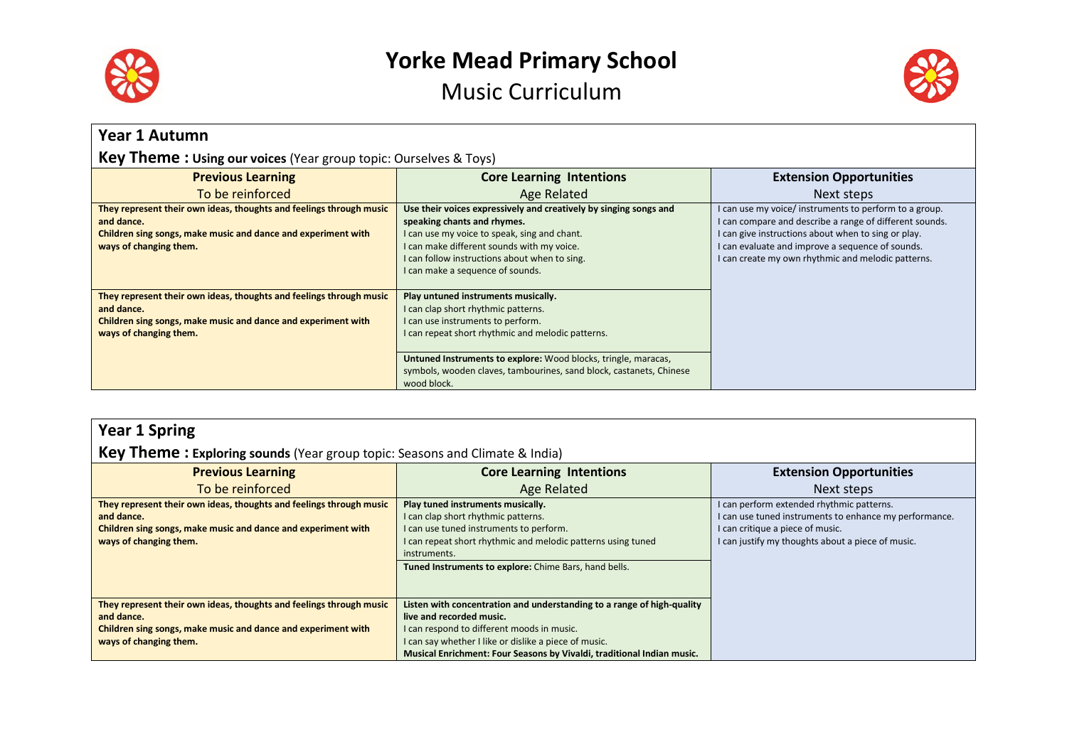# Yorke Mead Primary School

## Music Curriculum

### Year 1 Autumn

**Key Theme : Using our voices** (Year group topic: Ourselves & Toys)

| Previous Learning<br>To be reinforced | Core Learning Intentions<br>Age Related | Extension Opportunities<br>Next steps |
|---|---|---|
| **They represent their own ideas, thoughts and feelings through music and dance.**<br>**Children sing songs, make music and dance and experiment with ways of changing them.** | **Use their voices expressively and creatively by singing songs and speaking chants and rhymes.**<br>I can use my voice to speak, sing and chant.<br>I can make different sounds with my voice.<br>I can follow instructions about when to sing.<br>I can make a sequence of sounds. | I can use my voice/ instruments to perform to a group.<br>I can compare and describe a range of different sounds.<br>I can give instructions about when to sing or play.<br>I can evaluate and improve a sequence of sounds.<br>I can create my own rhythmic and melodic patterns. |
| **They represent their own ideas, thoughts and feelings through music and dance.**<br>**Children sing songs, make music and dance and experiment with ways of changing them.** | **Play untuned instruments musically.**<br>I can clap short rhythmic patterns.<br>I can use instruments to perform.<br>I can repeat short rhythmic and melodic patterns.<br><br>**Untuned Instruments to explore:** Wood blocks, tringle, maracas, symbols, wooden claves, tambourines, sand block, castanets, Chinese wood block. | |

### Year 1 Spring

**Key Theme : Exploring sounds** (Year group topic: Seasons and Climate & India)

| Previous Learning<br>To be reinforced | Core Learning Intentions<br>Age Related | Extension Opportunities<br>Next steps |
|---|---|---|
| **They represent their own ideas, thoughts and feelings through music and dance.**<br>**Children sing songs, make music and dance and experiment with ways of changing them.** | **Play tuned instruments musically.**<br>I can clap short rhythmic patterns.<br>I can use tuned instruments to perform.<br>I can repeat short rhythmic and melodic patterns using tuned instruments.<br><br>**Tuned Instruments to explore:** Chime Bars, hand bells. | I can perform extended rhythmic patterns.<br>I can use tuned instruments to enhance my performance.<br>I can critique a piece of music.<br>I can justify my thoughts about a piece of music. |
| **They represent their own ideas, thoughts and feelings through music and dance.**<br>**Children sing songs, make music and dance and experiment with ways of changing them.** | **Listen with concentration and understanding to a range of high-quality live and recorded music.**<br>I can respond to different moods in music.<br>I can say whether I like or dislike a piece of music.<br>**Musical Enrichment: Four Seasons by Vivaldi, traditional Indian music.** | |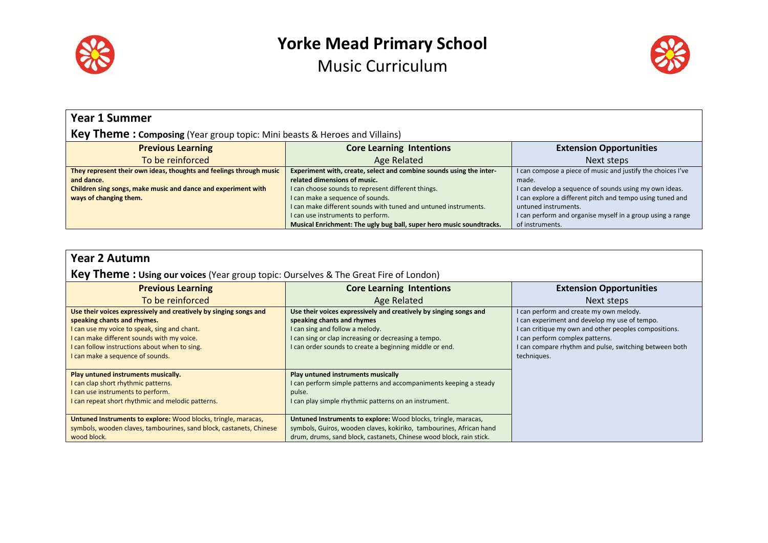# Yorke Mead Primary School

## Music Curriculum

### Year 1 Summer

**Key Theme : Composing** (Year group topic: Mini beasts & Heroes and Villains)

| Previous Learning<br>To be reinforced | Core Learning Intentions<br>Age Related | Extension Opportunities<br>Next steps |
|---|---|---|
| **They represent their own ideas, thoughts and feelings through music and dance.**<br>**Children sing songs, make music and dance and experiment with ways of changing them.** | **Experiment with, create, select and combine sounds using the inter-related dimensions of music.**<br>I can choose sounds to represent different things.<br>I can make a sequence of sounds.<br>I can make different sounds with tuned and untuned instruments.<br>I can use instruments to perform.<br>**Musical Enrichment: The ugly bug ball, super hero music soundtracks.** | I can compose a piece of music and justify the choices I've made.<br>I can develop a sequence of sounds using my own ideas.<br>I can explore a different pitch and tempo using tuned and untuned instruments.<br>I can perform and organise myself in a group using a range of instruments. |

### Year 2 Autumn

**Key Theme : Using our voices** (Year group topic: Ourselves & The Great Fire of London)

| Previous Learning<br>To be reinforced | Core Learning Intentions<br>Age Related | Extension Opportunities<br>Next steps |
|---|---|---|
| **Use their voices expressively and creatively by singing songs and speaking chants and rhymes.**<br>I can use my voice to speak, sing and chant.<br>I can make different sounds with my voice.<br>I can follow instructions about when to sing.<br>I can make a sequence of sounds. | **Use their voices expressively and creatively by singing songs and speaking chants and rhymes**<br>I can sing and follow a melody.<br>I can sing or clap increasing or decreasing a tempo.<br>I can order sounds to create a beginning middle or end. | I can perform and create my own melody.<br>I can experiment and develop my use of tempo.<br>I can critique my own and other peoples compositions.<br>I can perform complex patterns.<br>I can compare rhythm and pulse, switching between both techniques. |
| **Play untuned instruments musically.**<br>I can clap short rhythmic patterns.<br>I can use instruments to perform.<br>I can repeat short rhythmic and melodic patterns. | **Play untuned instruments musically**<br>I can perform simple patterns and accompaniments keeping a steady pulse.<br>I can play simple rhythmic patterns on an instrument. | |
| **Untuned Instruments to explore:** Wood blocks, tringle, maracas, symbols, wooden claves, tambourines, sand block, castanets, Chinese wood block. | **Untuned Instruments to explore:** Wood blocks, tringle, maracas, symbols, Guiros, wooden claves, kokiriko, tambourines, African hand drum, drums, sand block, castanets, Chinese wood block, rain stick. | |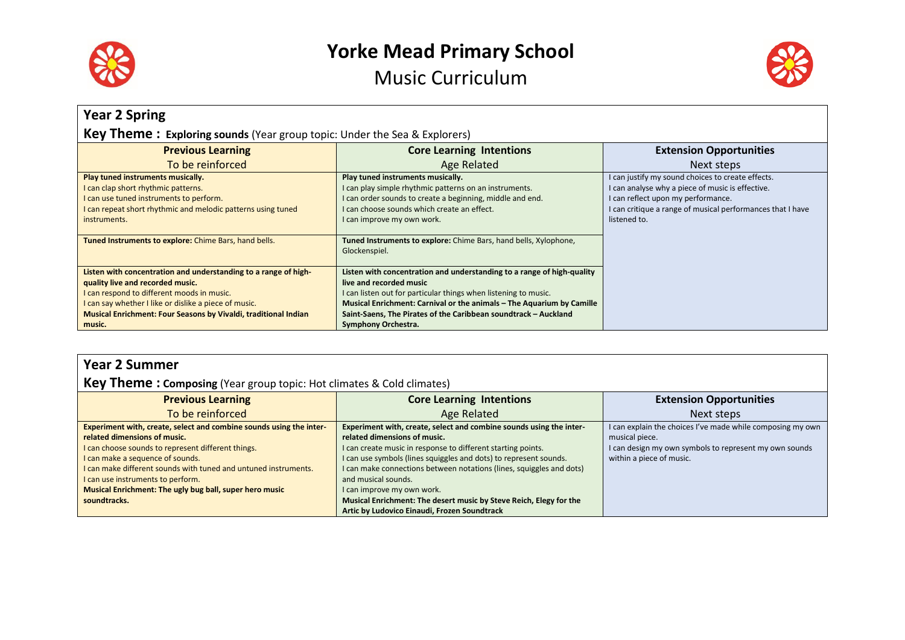# Yorke Mead Primary School

## Music Curriculum

### Year 2 Spring

**Key Theme : Exploring sounds** (Year group topic: Under the Sea & Explorers)

| Previous Learning<br>To be reinforced | Core Learning Intentions<br>Age Related | Extension Opportunities<br>Next steps |
|---|---|---|
| **Play tuned instruments musically.**<br>I can clap short rhythmic patterns.<br>I can use tuned instruments to perform.<br>I can repeat short rhythmic and melodic patterns using tuned instruments. | **Play tuned instruments musically.**<br>I can play simple rhythmic patterns on an instruments.<br>I can order sounds to create a beginning, middle and end.<br>I can choose sounds which create an effect.<br>I can improve my own work. | I can justify my sound choices to create effects.<br>I can analyse why a piece of music is effective.<br>I can reflect upon my performance.<br>I can critique a range of musical performances that I have listened to. |
| **Tuned Instruments to explore:** Chime Bars, hand bells. | **Tuned Instruments to explore:** Chime Bars, hand bells, Xylophone, Glockenspiel. | |
| **Listen with concentration and understanding to a range of high-quality live and recorded music.**<br>I can respond to different moods in music.<br>I can say whether I like or dislike a piece of music.<br>**Musical Enrichment: Four Seasons by Vivaldi, traditional Indian music.** | **Listen with concentration and understanding to a range of high-quality live and recorded music**<br>I can listen out for particular things when listening to music.<br>**Musical Enrichment: Carnival or the animals – The Aquarium by Camille Saint-Saens, The Pirates of the Caribbean soundtrack – Auckland Symphony Orchestra.** | |

### Year 2 Summer

**Key Theme : Composing** (Year group topic: Hot climates & Cold climates)

| Previous Learning<br>To be reinforced | Core Learning Intentions<br>Age Related | Extension Opportunities<br>Next steps |
|---|---|---|
| **Experiment with, create, select and combine sounds using the inter-related dimensions of music.**<br>I can choose sounds to represent different things.<br>I can make a sequence of sounds.<br>I can make different sounds with tuned and untuned instruments.<br>I can use instruments to perform.<br>**Musical Enrichment: The ugly bug ball, super hero music soundtracks.** | **Experiment with, create, select and combine sounds using the inter-related dimensions of music.**<br>I can create music in response to different starting points.<br>I can use symbols (lines squiggles and dots) to represent sounds.<br>I can make connections between notations (lines, squiggles and dots) and musical sounds.<br>I can improve my own work.<br>**Musical Enrichment: The desert music by Steve Reich, Elegy for the Artic by Ludovico Einaudi, Frozen Soundtrack** | I can explain the choices I've made while composing my own musical piece.<br>I can design my own symbols to represent my own sounds within a piece of music. |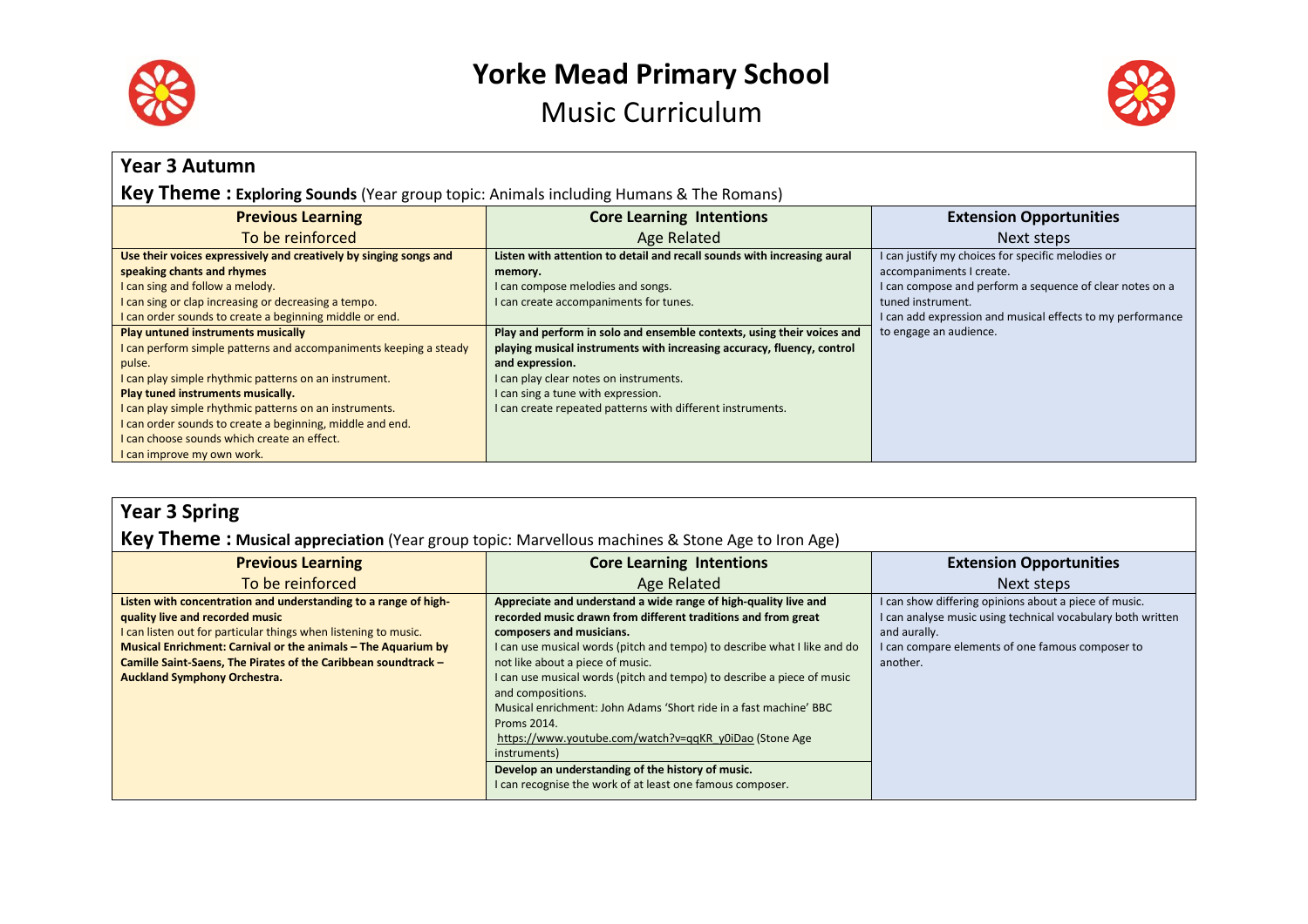# Yorke Mead Primary School

## Music Curriculum

### Year 3 Autumn

**Key Theme : Exploring Sounds** (Year group topic: Animals including Humans & The Romans)

| Previous Learning<br>To be reinforced | Core Learning Intentions<br>Age Related | Extension Opportunities<br>Next steps |
| --- | --- | --- |
| **Use their voices expressively and creatively by singing songs and speaking chants and rhymes**<br>I can sing and follow a melody.<br>I can sing or clap increasing or decreasing a tempo.<br>I can order sounds to create a beginning middle or end. | **Listen with attention to detail and recall sounds with increasing aural memory.**<br>I can compose melodies and songs.<br>I can create accompaniments for tunes. | I can justify my choices for specific melodies or accompaniments I create.<br>I can compose and perform a sequence of clear notes on a tuned instrument.<br>I can add expression and musical effects to my performance to engage an audience. |
| **Play untuned instruments musically**<br>I can perform simple patterns and accompaniments keeping a steady pulse.<br>I can play simple rhythmic patterns on an instrument.<br>**Play tuned instruments musically.**<br>I can play simple rhythmic patterns on an instruments.<br>I can order sounds to create a beginning, middle and end.<br>I can choose sounds which create an effect.<br>I can improve my own work. | **Play and perform in solo and ensemble contexts, using their voices and playing musical instruments with increasing accuracy, fluency, control and expression.**<br>I can play clear notes on instruments.<br>I can sing a tune with expression.<br>I can create repeated patterns with different instruments. | |

### Year 3 Spring

**Key Theme : Musical appreciation** (Year group topic: Marvellous machines & Stone Age to Iron Age)

| Previous Learning<br>To be reinforced | Core Learning Intentions<br>Age Related | Extension Opportunities<br>Next steps |
| --- | --- | --- |
| **Listen with concentration and understanding to a range of high-quality live and recorded music**<br>I can listen out for particular things when listening to music.<br>**Musical Enrichment: Carnival or the animals – The Aquarium by Camille Saint-Saens, The Pirates of the Caribbean soundtrack – Auckland Symphony Orchestra.** | **Appreciate and understand a wide range of high-quality live and recorded music drawn from different traditions and from great composers and musicians.**<br>I can use musical words (pitch and tempo) to describe what I like and do not like about a piece of music.<br>I can use musical words (pitch and tempo) to describe a piece of music and compositions.<br>Musical enrichment: John Adams 'Short ride in a fast machine' BBC Proms 2014.<br>https://www.youtube.com/watch?v=qqKR_y0iDao (Stone Age instruments)<br>**Develop an understanding of the history of music.**<br>I can recognise the work of at least one famous composer. | I can show differing opinions about a piece of music.<br>I can analyse music using technical vocabulary both written and aurally.<br>I can compare elements of one famous composer to another. |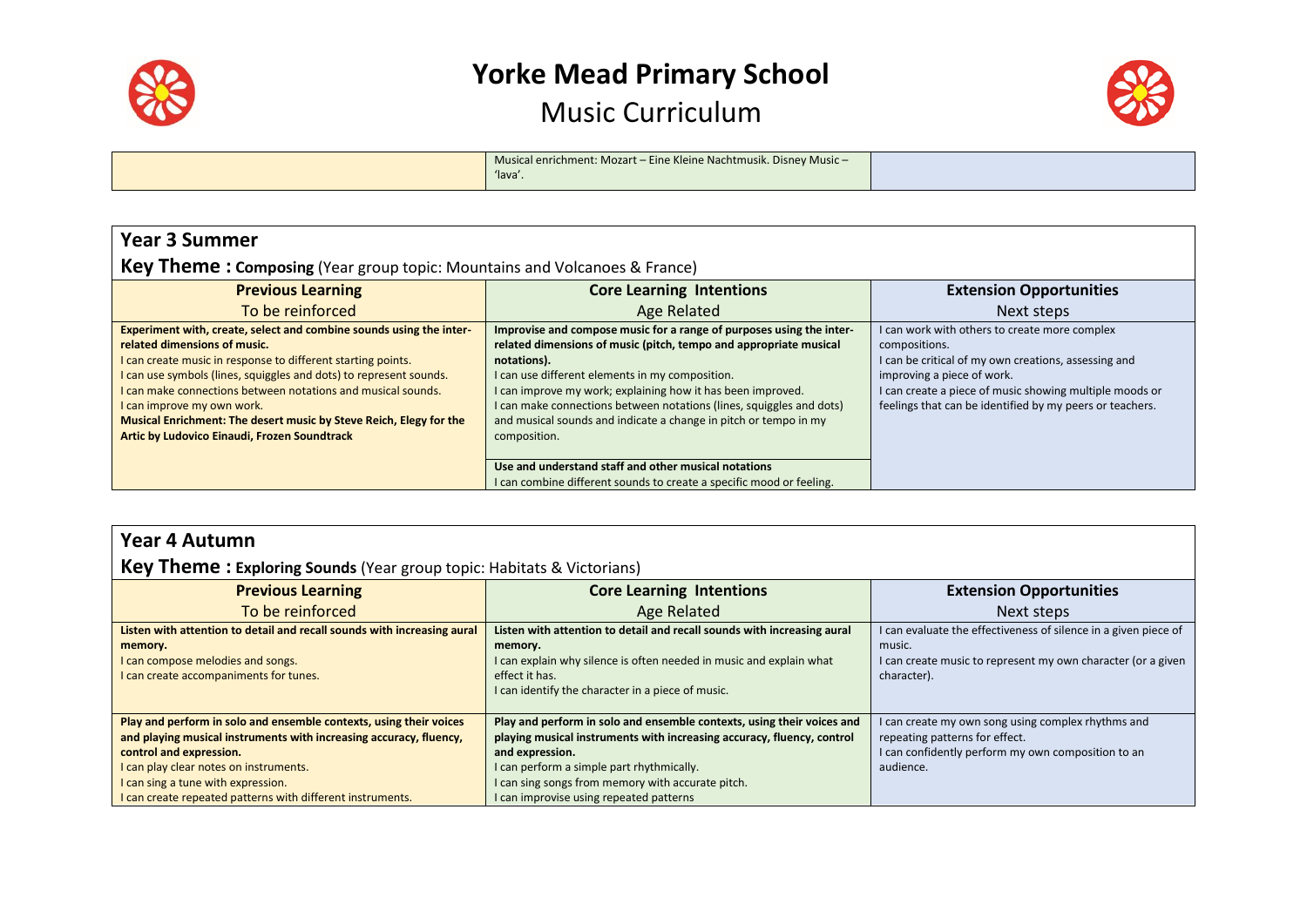# Yorke Mead Primary School

## Music Curriculum

| | | |
|---|---|---|
| | Musical enrichment: Mozart – Eine Kleine Nachtmusik. Disney Music – 'lava'. | |

## Year 3 Summer

### Key Theme : **Composing** (Year group topic: Mountains and Volcanoes & France)

| **Previous Learning**<br>To be reinforced | **Core Learning Intentions**<br>Age Related | **Extension Opportunities**<br>Next steps |
|---|---|---|
| **Experiment with, create, select and combine sounds using the inter-related dimensions of music.**<br>I can create music in response to different starting points.<br>I can use symbols (lines, squiggles and dots) to represent sounds.<br>I can make connections between notations and musical sounds.<br>I can improve my own work.<br>**Musical Enrichment: The desert music by Steve Reich, Elegy for the Artic by Ludovico Einaudi, Frozen Soundtrack** | **Improvise and compose music for a range of purposes using the inter-related dimensions of music (pitch, tempo and appropriate musical notations).**<br>I can use different elements in my composition.<br>I can improve my work; explaining how it has been improved.<br>I can make connections between notations (lines, squiggles and dots) and musical sounds and indicate a change in pitch or tempo in my composition.<br><br>**Use and understand staff and other musical notations**<br>I can combine different sounds to create a specific mood or feeling. | I can work with others to create more complex compositions.<br>I can be critical of my own creations, assessing and improving a piece of work.<br>I can create a piece of music showing multiple moods or feelings that can be identified by my peers or teachers. |

## Year 4 Autumn

### Key Theme : **Exploring Sounds** (Year group topic: Habitats & Victorians)

| **Previous Learning**<br>To be reinforced | **Core Learning Intentions**<br>Age Related | **Extension Opportunities**<br>Next steps |
|---|---|---|
| **Listen with attention to detail and recall sounds with increasing aural memory.**<br>I can compose melodies and songs.<br>I can create accompaniments for tunes. | **Listen with attention to detail and recall sounds with increasing aural memory.**<br>I can explain why silence is often needed in music and explain what effect it has.<br>I can identify the character in a piece of music. | I can evaluate the effectiveness of silence in a given piece of music.<br>I can create music to represent my own character (or a given character). |
| **Play and perform in solo and ensemble contexts, using their voices and playing musical instruments with increasing accuracy, fluency, control and expression.**<br>I can play clear notes on instruments.<br>I can sing a tune with expression.<br>I can create repeated patterns with different instruments. | **Play and perform in solo and ensemble contexts, using their voices and playing musical instruments with increasing accuracy, fluency, control and expression.**<br>I can perform a simple part rhythmically.<br>I can sing songs from memory with accurate pitch.<br>I can improvise using repeated patterns | I can create my own song using complex rhythms and repeating patterns for effect.<br>I can confidently perform my own composition to an audience. |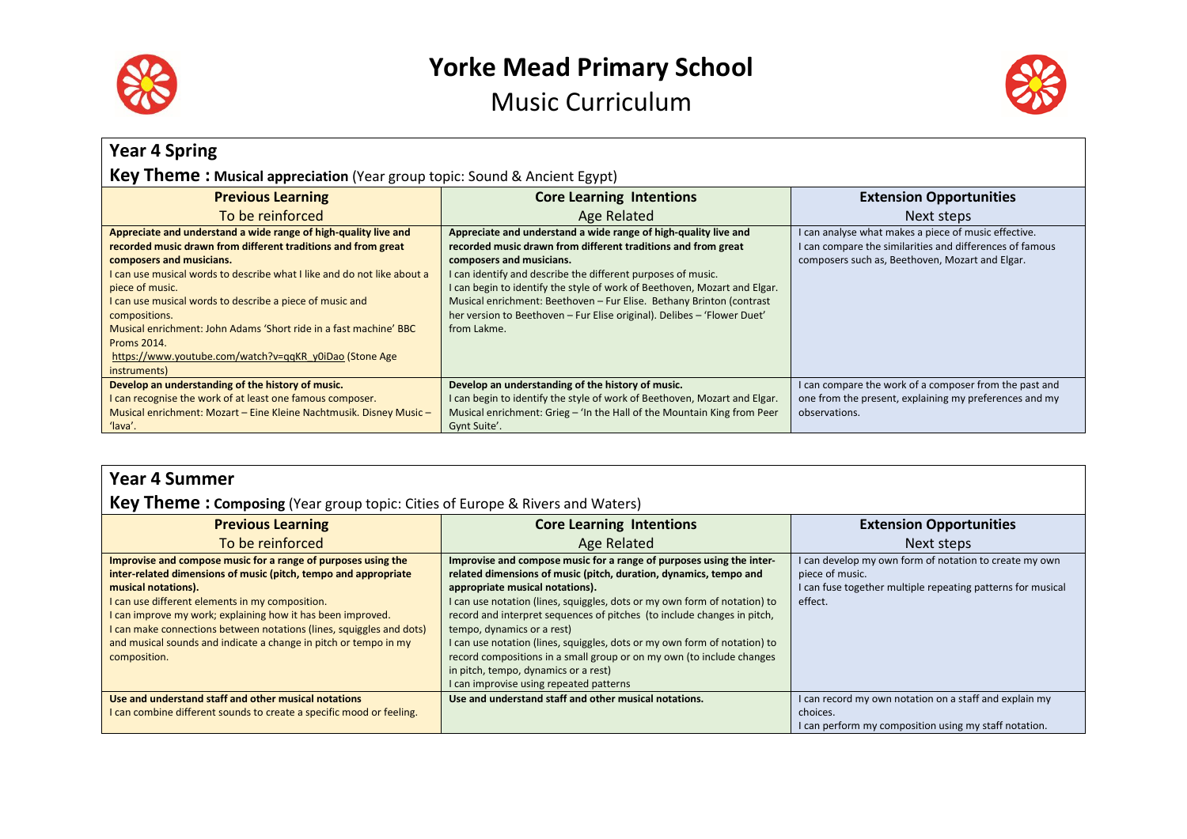# Yorke Mead Primary School

## Music Curriculum

### Year 4 Spring

**Key Theme : Musical appreciation** (Year group topic: Sound & Ancient Egypt)

| Previous Learning<br>To be reinforced | Core Learning Intentions<br>Age Related | Extension Opportunities<br>Next steps |
|---|---|---|
| **Appreciate and understand a wide range of high-quality live and recorded music drawn from different traditions and from great composers and musicians.**<br>I can use musical words to describe what I like and do not like about a piece of music.<br>I can use musical words to describe a piece of music and compositions.<br>Musical enrichment: John Adams 'Short ride in a fast machine' BBC Proms 2014.<br>https://www.youtube.com/watch?v=qqKR_y0iDao (Stone Age instruments) | **Appreciate and understand a wide range of high-quality live and recorded music drawn from different traditions and from great composers and musicians.**<br>I can identify and describe the different purposes of music.<br>I can begin to identify the style of work of Beethoven, Mozart and Elgar.<br>Musical enrichment: Beethoven – Fur Elise. Bethany Brinton (contrast her version to Beethoven – Fur Elise original). Delibes – 'Flower Duet' from Lakme. | I can analyse what makes a piece of music effective.<br>I can compare the similarities and differences of famous composers such as, Beethoven, Mozart and Elgar. |
| **Develop an understanding of the history of music.**<br>I can recognise the work of at least one famous composer.<br>Musical enrichment: Mozart – Eine Kleine Nachtmusik. Disney Music – 'lava'. | **Develop an understanding of the history of music.**<br>I can begin to identify the style of work of Beethoven, Mozart and Elgar.<br>Musical enrichment: Grieg – 'In the Hall of the Mountain King from Peer Gynt Suite'. | I can compare the work of a composer from the past and one from the present, explaining my preferences and my observations. |

### Year 4 Summer

**Key Theme : Composing** (Year group topic: Cities of Europe & Rivers and Waters)

| Previous Learning<br>To be reinforced | Core Learning Intentions<br>Age Related | Extension Opportunities<br>Next steps |
|---|---|---|
| **Improvise and compose music for a range of purposes using the inter-related dimensions of music (pitch, tempo and appropriate musical notations).**<br>I can use different elements in my composition.<br>I can improve my work; explaining how it has been improved.<br>I can make connections between notations (lines, squiggles and dots) and musical sounds and indicate a change in pitch or tempo in my composition. | **Improvise and compose music for a range of purposes using the inter-related dimensions of music (pitch, duration, dynamics, tempo and appropriate musical notations).**<br>I can use notation (lines, squiggles, dots or my own form of notation) to record and interpret sequences of pitches (to include changes in pitch, tempo, dynamics or a rest)<br>I can use notation (lines, squiggles, dots or my own form of notation) to record compositions in a small group or on my own (to include changes in pitch, tempo, dynamics or a rest)<br>I can improvise using repeated patterns | I can develop my own form of notation to create my own piece of music.<br>I can fuse together multiple repeating patterns for musical effect. |
| **Use and understand staff and other musical notations**<br>I can combine different sounds to create a specific mood or feeling. | **Use and understand staff and other musical notations.** | I can record my own notation on a staff and explain my choices.<br>I can perform my composition using my staff notation. |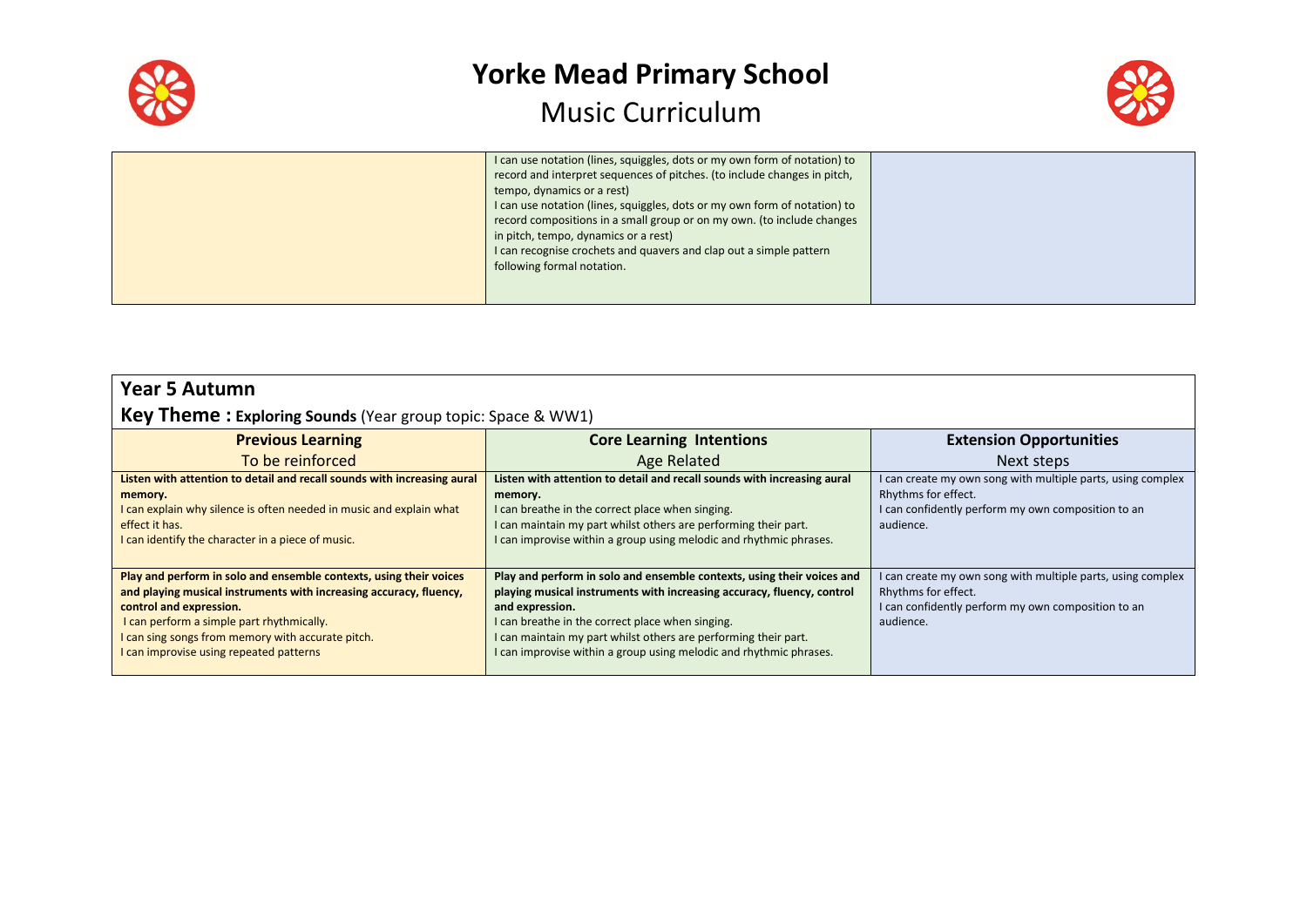# Yorke Mead Primary School

## Music Curriculum

| | | |
|---|---|---|
| | I can use notation (lines, squiggles, dots or my own form of notation) to record and interpret sequences of pitches. (to include changes in pitch, tempo, dynamics or a rest)<br>I can use notation (lines, squiggles, dots or my own form of notation) to record compositions in a small group or on my own. (to include changes in pitch, tempo, dynamics or a rest)<br>I can recognise crochets and quavers and clap out a simple pattern following formal notation. | |

## Year 5 Autumn

### Key Theme : Exploring Sounds (Year group topic: Space & WW1)

| **Previous Learning**<br>To be reinforced | **Core Learning Intentions**<br>Age Related | **Extension Opportunities**<br>Next steps |
|---|---|---|
| **Listen with attention to detail and recall sounds with increasing aural memory.**<br>I can explain why silence is often needed in music and explain what effect it has.<br>I can identify the character in a piece of music. | **Listen with attention to detail and recall sounds with increasing aural memory.**<br>I can breathe in the correct place when singing.<br>I can maintain my part whilst others are performing their part.<br>I can improvise within a group using melodic and rhythmic phrases. | I can create my own song with multiple parts, using complex Rhythms for effect.<br>I can confidently perform my own composition to an audience. |
| **Play and perform in solo and ensemble contexts, using their voices and playing musical instruments with increasing accuracy, fluency, control and expression.**<br>I can perform a simple part rhythmically.<br>I can sing songs from memory with accurate pitch.<br>I can improvise using repeated patterns | **Play and perform in solo and ensemble contexts, using their voices and playing musical instruments with increasing accuracy, fluency, control and expression.**<br>I can breathe in the correct place when singing.<br>I can maintain my part whilst others are performing their part.<br>I can improvise within a group using melodic and rhythmic phrases. | I can create my own song with multiple parts, using complex Rhythms for effect.<br>I can confidently perform my own composition to an audience. |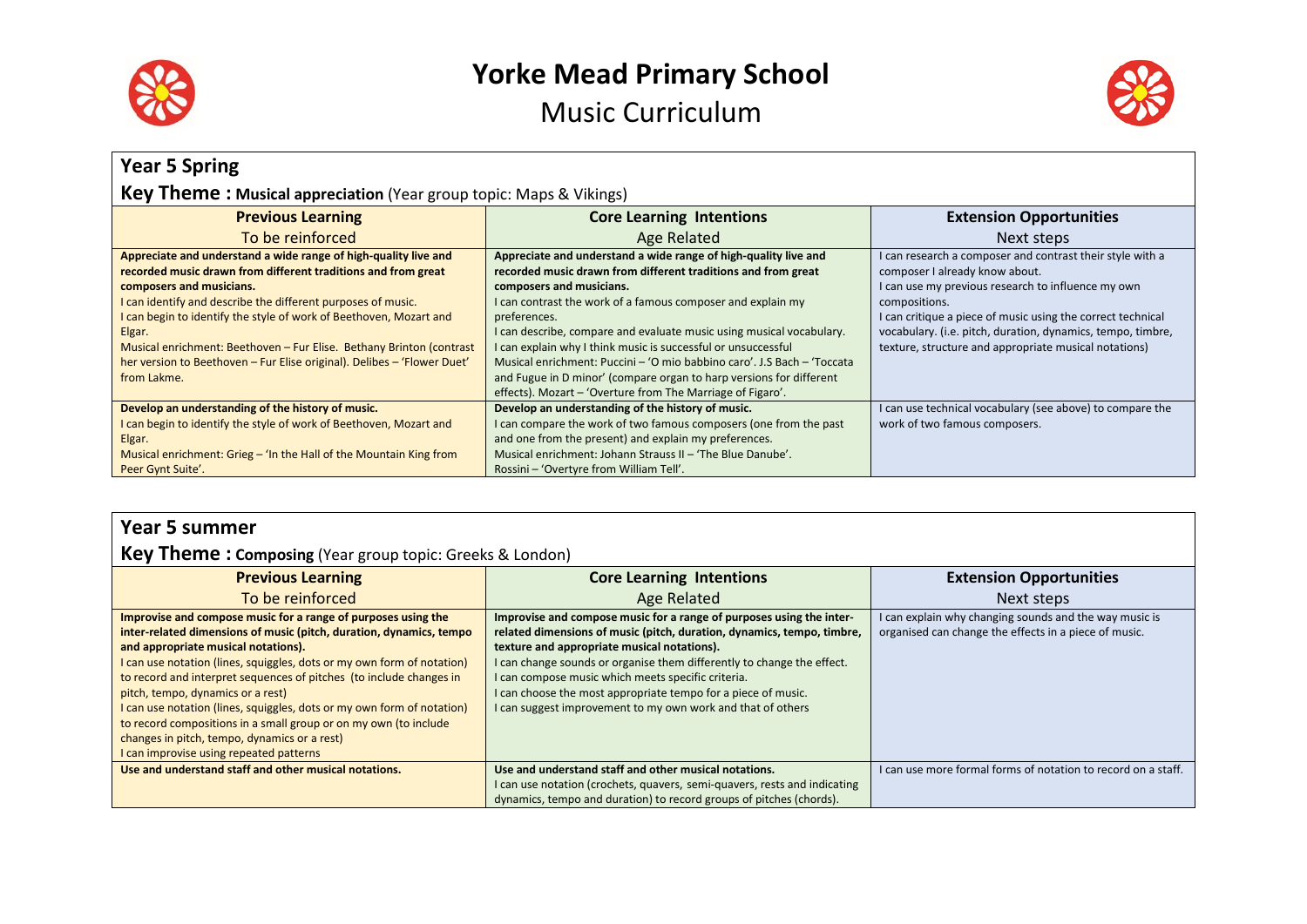# Yorke Mead Primary School

## Music Curriculum

### Year 5 Spring

**Key Theme : Musical appreciation** (Year group topic: Maps & Vikings)

| Previous Learning<br>To be reinforced | Core Learning Intentions<br>Age Related | Extension Opportunities<br>Next steps |
|---|---|---|
| **Appreciate and understand a wide range of high-quality live and recorded music drawn from different traditions and from great composers and musicians.**<br>I can identify and describe the different purposes of music.<br>I can begin to identify the style of work of Beethoven, Mozart and Elgar.<br>Musical enrichment: Beethoven – Fur Elise. Bethany Brinton (contrast her version to Beethoven – Fur Elise original). Delibes – 'Flower Duet' from Lakme. | **Appreciate and understand a wide range of high-quality live and recorded music drawn from different traditions and from great composers and musicians.**<br>I can contrast the work of a famous composer and explain my preferences.<br>I can describe, compare and evaluate music using musical vocabulary.<br>I can explain why I think music is successful or unsuccessful<br>Musical enrichment: Puccini – 'O mio babbino caro'. J.S Bach – 'Toccata and Fugue in D minor' (compare organ to harp versions for different effects). Mozart – 'Overture from The Marriage of Figaro'. | I can research a composer and contrast their style with a composer I already know about.<br>I can use my previous research to influence my own compositions.<br>I can critique a piece of music using the correct technical vocabulary. (i.e. pitch, duration, dynamics, tempo, timbre, texture, structure and appropriate musical notations) |
| **Develop an understanding of the history of music.**<br>I can begin to identify the style of work of Beethoven, Mozart and Elgar.<br>Musical enrichment: Grieg – 'In the Hall of the Mountain King from Peer Gynt Suite'. | **Develop an understanding of the history of music.**<br>I can compare the work of two famous composers (one from the past and one from the present) and explain my preferences.<br>Musical enrichment: Johann Strauss II – 'The Blue Danube'.<br>Rossini – 'Overtyre from William Tell'. | I can use technical vocabulary (see above) to compare the work of two famous composers. |

### Year 5 summer

**Key Theme : Composing** (Year group topic: Greeks & London)

| Previous Learning<br>To be reinforced | Core Learning Intentions<br>Age Related | Extension Opportunities<br>Next steps |
|---|---|---|
| **Improvise and compose music for a range of purposes using the inter-related dimensions of music (pitch, duration, dynamics, tempo and appropriate musical notations).**<br>I can use notation (lines, squiggles, dots or my own form of notation) to record and interpret sequences of pitches (to include changes in pitch, tempo, dynamics or a rest)<br>I can use notation (lines, squiggles, dots or my own form of notation) to record compositions in a small group or on my own (to include changes in pitch, tempo, dynamics or a rest)<br>I can improvise using repeated patterns | **Improvise and compose music for a range of purposes using the inter-related dimensions of music (pitch, duration, dynamics, tempo, timbre, texture and appropriate musical notations).**<br>I can change sounds or organise them differently to change the effect.<br>I can compose music which meets specific criteria.<br>I can choose the most appropriate tempo for a piece of music.<br>I can suggest improvement to my own work and that of others | I can explain why changing sounds and the way music is organised can change the effects in a piece of music. |
| **Use and understand staff and other musical notations.** | **Use and understand staff and other musical notations.**<br>I can use notation (crochets, quavers, semi-quavers, rests and indicating dynamics, tempo and duration) to record groups of pitches (chords). | I can use more formal forms of notation to record on a staff. |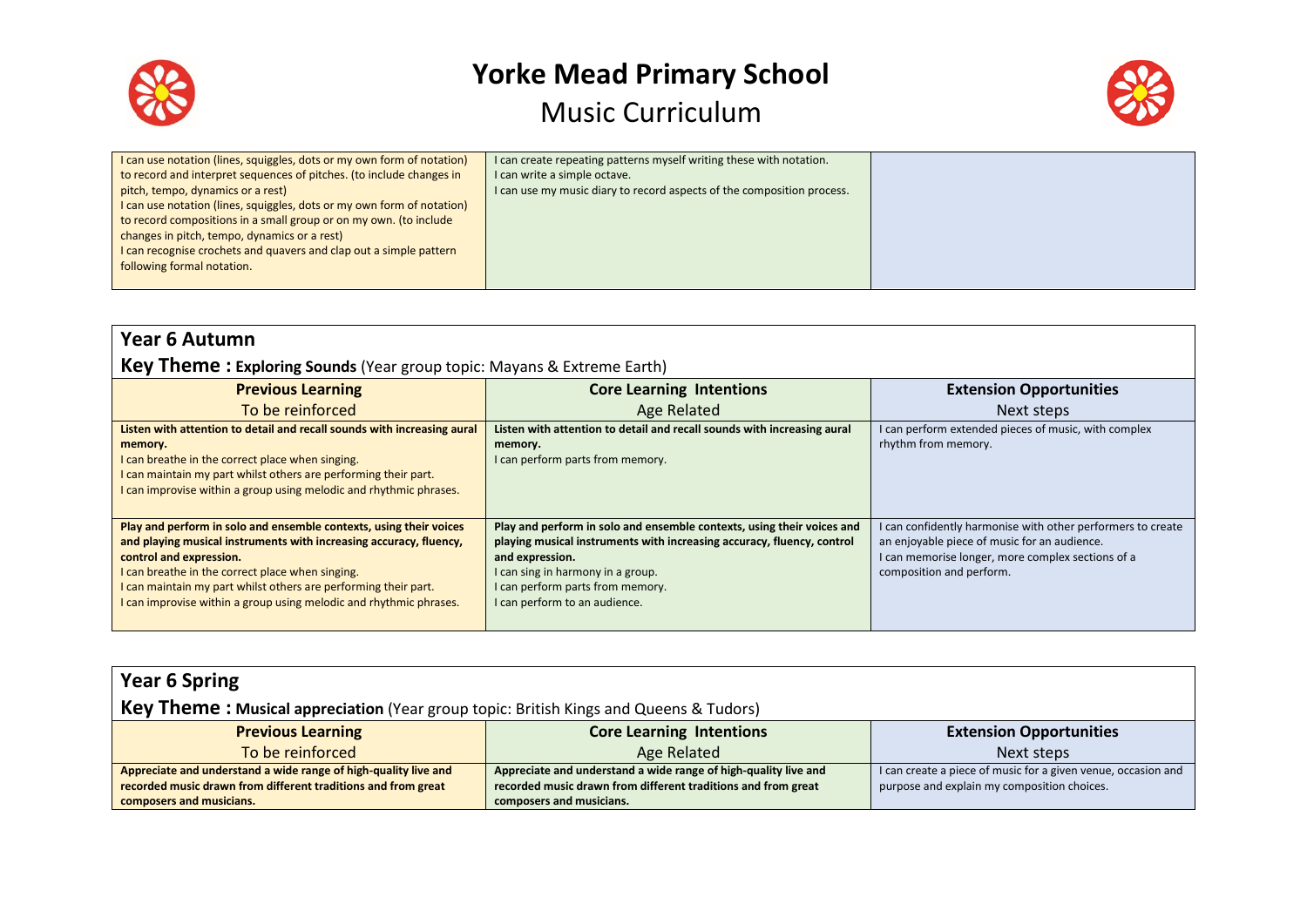# Yorke Mead Primary School

## Music Curriculum

| | | |
|---|---|---|
| I can use notation (lines, squiggles, dots or my own form of notation) to record and interpret sequences of pitches. (to include changes in pitch, tempo, dynamics or a rest)<br>I can use notation (lines, squiggles, dots or my own form of notation) to record compositions in a small group or on my own. (to include changes in pitch, tempo, dynamics or a rest)<br>I can recognise crochets and quavers and clap out a simple pattern following formal notation. | I can create repeating patterns myself writing these with notation.<br>I can write a simple octave.<br>I can use my music diary to record aspects of the composition process. | |

### Year 6 Autumn

**Key Theme : Exploring Sounds** (Year group topic: Mayans & Extreme Earth)

| **Previous Learning**<br>To be reinforced | **Core Learning Intentions**<br>Age Related | **Extension Opportunities**<br>Next steps |
|---|---|---|
| **Listen with attention to detail and recall sounds with increasing aural memory.**<br>I can breathe in the correct place when singing.<br>I can maintain my part whilst others are performing their part.<br>I can improvise within a group using melodic and rhythmic phrases. | **Listen with attention to detail and recall sounds with increasing aural memory.**<br>I can perform parts from memory. | I can perform extended pieces of music, with complex rhythm from memory. |
| **Play and perform in solo and ensemble contexts, using their voices and playing musical instruments with increasing accuracy, fluency, control and expression.**<br>I can breathe in the correct place when singing.<br>I can maintain my part whilst others are performing their part.<br>I can improvise within a group using melodic and rhythmic phrases. | **Play and perform in solo and ensemble contexts, using their voices and playing musical instruments with increasing accuracy, fluency, control and expression.**<br>I can sing in harmony in a group.<br>I can perform parts from memory.<br>I can perform to an audience. | I can confidently harmonise with other performers to create an enjoyable piece of music for an audience.<br>I can memorise longer, more complex sections of a composition and perform. |

### Year 6 Spring

**Key Theme : Musical appreciation** (Year group topic: British Kings and Queens & Tudors)

| **Previous Learning**<br>To be reinforced | **Core Learning Intentions**<br>Age Related | **Extension Opportunities**<br>Next steps |
|---|---|---|
| **Appreciate and understand a wide range of high-quality live and recorded music drawn from different traditions and from great composers and musicians.** | **Appreciate and understand a wide range of high-quality live and recorded music drawn from different traditions and from great composers and musicians.** | I can create a piece of music for a given venue, occasion and purpose and explain my composition choices. |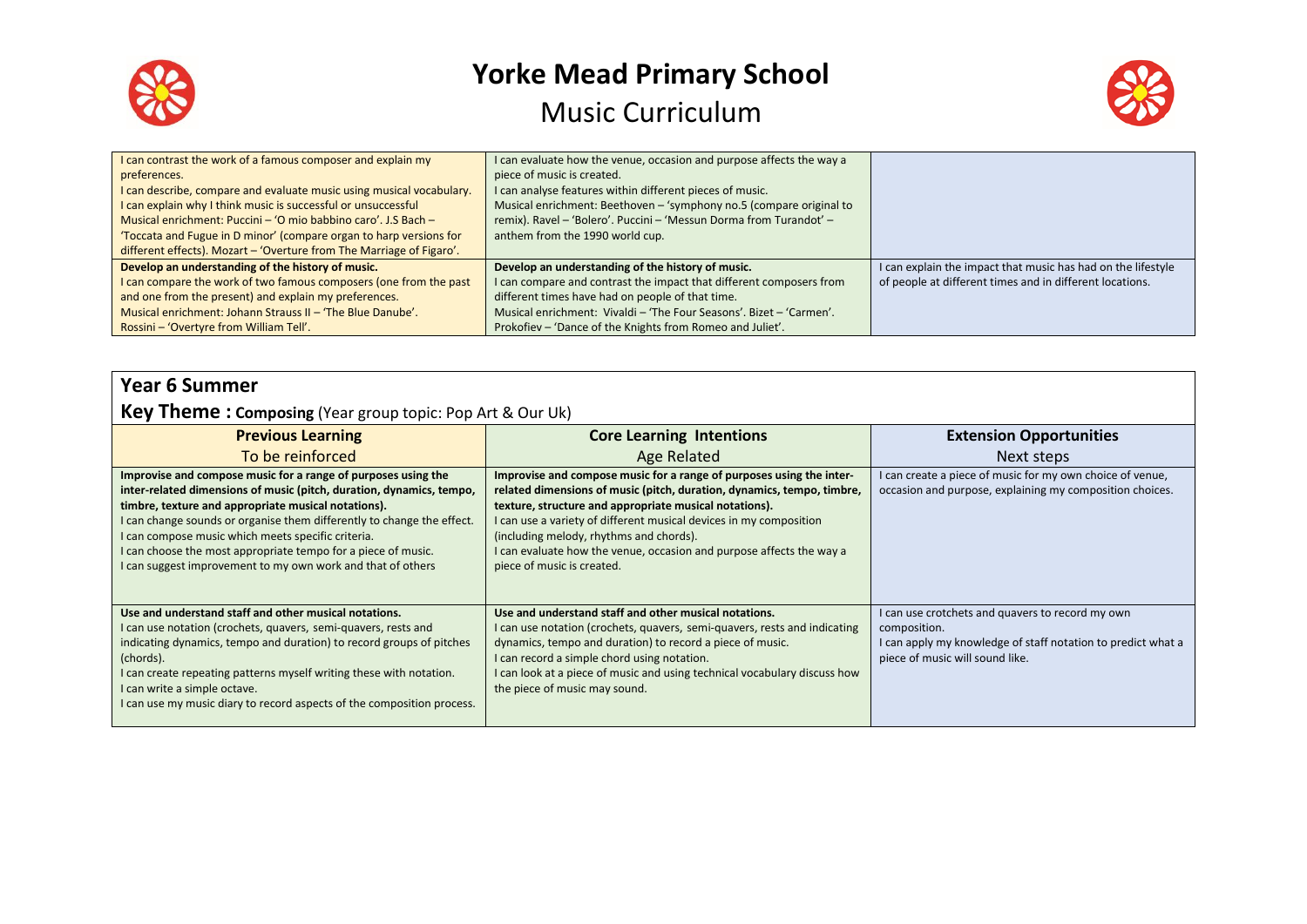# Yorke Mead Primary School

## Music Curriculum

| | | |
|---|---|---|
| I can contrast the work of a famous composer and explain my preferences.<br>I can describe, compare and evaluate music using musical vocabulary.<br>I can explain why I think music is successful or unsuccessful<br>Musical enrichment: Puccini – 'O mio babbino caro'. J.S Bach – 'Toccata and Fugue in D minor' (compare organ to harp versions for different effects). Mozart – 'Overture from The Marriage of Figaro'. | I can evaluate how the venue, occasion and purpose affects the way a piece of music is created.<br>I can analyse features within different pieces of music.<br>Musical enrichment: Beethoven – 'symphony no.5 (compare original to remix). Ravel – 'Bolero'. Puccini – 'Messun Dorma from Turandot' – anthem from the 1990 world cup. | |
| **Develop an understanding of the history of music.**<br>I can compare the work of two famous composers (one from the past and one from the present) and explain my preferences.<br>Musical enrichment: Johann Strauss II – 'The Blue Danube'. Rossini – 'Overtyre from William Tell'. | **Develop an understanding of the history of music.**<br>I can compare and contrast the impact that different composers from different times have had on people of that time.<br>Musical enrichment: Vivaldi – 'The Four Seasons'. Bizet – 'Carmen'. Prokofiev – 'Dance of the Knights from Romeo and Juliet'. | I can explain the impact that music has had on the lifestyle of people at different times and in different locations. |

## Year 6 Summer

### Key Theme : Composing (Year group topic: Pop Art & Our Uk)

| Previous Learning<br>To be reinforced | Core Learning Intentions<br>Age Related | Extension Opportunities<br>Next steps |
|---|---|---|
| **Improvise and compose music for a range of purposes using the inter-related dimensions of music (pitch, duration, dynamics, tempo, timbre, texture and appropriate musical notations).**<br>I can change sounds or organise them differently to change the effect.<br>I can compose music which meets specific criteria.<br>I can choose the most appropriate tempo for a piece of music.<br>I can suggest improvement to my own work and that of others | **Improvise and compose music for a range of purposes using the inter-related dimensions of music (pitch, duration, dynamics, tempo, timbre, texture, structure and appropriate musical notations).**<br>I can use a variety of different musical devices in my composition (including melody, rhythms and chords).<br>I can evaluate how the venue, occasion and purpose affects the way a piece of music is created. | I can create a piece of music for my own choice of venue, occasion and purpose, explaining my composition choices. |
| **Use and understand staff and other musical notations.**<br>I can use notation (crochets, quavers, semi-quavers, rests and indicating dynamics, tempo and duration) to record groups of pitches (chords).<br>I can create repeating patterns myself writing these with notation.<br>I can write a simple octave.<br>I can use my music diary to record aspects of the composition process. | **Use and understand staff and other musical notations.**<br>I can use notation (crochets, quavers, semi-quavers, rests and indicating dynamics, tempo and duration) to record a piece of music.<br>I can record a simple chord using notation.<br>I can look at a piece of music and using technical vocabulary discuss how the piece of music may sound. | I can use crotchets and quavers to record my own composition.<br>I can apply my knowledge of staff notation to predict what a piece of music will sound like. |